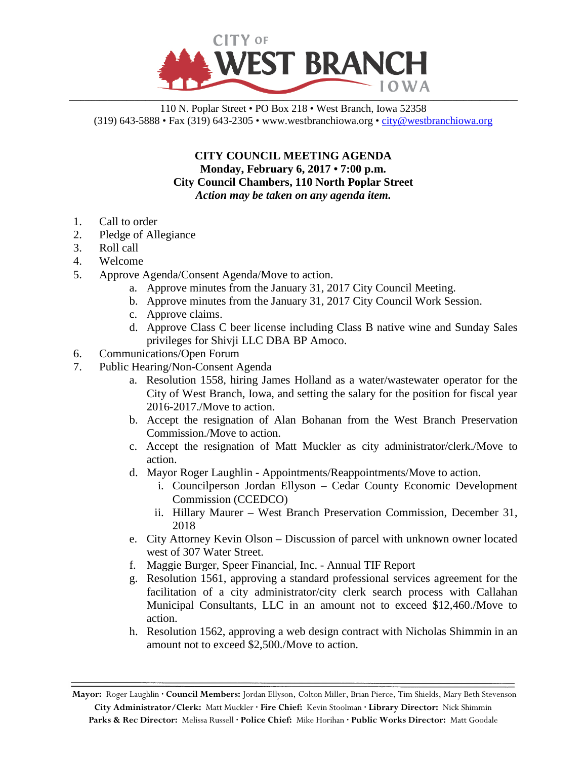# CITY OF WEST BRANCH IOWA

110 N. Poplar Street • PO Box 218 • West Branch, Iowa 52358
(319) 643-5888 • Fax (319) 643-2305 • www.westbranchiowa.org • city@westbranchiowa.org

**CITY COUNCIL MEETING AGENDA**
**Monday, February 6, 2017 • 7:00 p.m.**
**City Council Chambers, 110 North Poplar Street**
***Action may be taken on any agenda item.***

1. Call to order
2. Pledge of Allegiance
3. Roll call
4. Welcome
5. Approve Agenda/Consent Agenda/Move to action.
    a. Approve minutes from the January 31, 2017 City Council Meeting.
    b. Approve minutes from the January 31, 2017 City Council Work Session.
    c. Approve claims.
    d. Approve Class C beer license including Class B native wine and Sunday Sales privileges for Shivji LLC DBA BP Amoco.
6. Communications/Open Forum
7. Public Hearing/Non-Consent Agenda
    a. Resolution 1558, hiring James Holland as a water/wastewater operator for the City of West Branch, Iowa, and setting the salary for the position for fiscal year 2016-2017./Move to action.
    b. Accept the resignation of Alan Bohanan from the West Branch Preservation Commission./Move to action.
    c. Accept the resignation of Matt Muckler as city administrator/clerk./Move to action.
    d. Mayor Roger Laughlin - Appointments/Reappointments/Move to action.
        i. Councilperson Jordan Ellyson – Cedar County Economic Development Commission (CCEDCO)
        ii. Hillary Maurer – West Branch Preservation Commission, December 31, 2018
    e. City Attorney Kevin Olson – Discussion of parcel with unknown owner located west of 307 Water Street.
    f. Maggie Burger, Speer Financial, Inc. - Annual TIF Report
    g. Resolution 1561, approving a standard professional services agreement for the facilitation of a city administrator/city clerk search process with Callahan Municipal Consultants, LLC in an amount not to exceed $12,460./Move to action.
    h. Resolution 1562, approving a web design contract with Nicholas Shimmin in an amount not to exceed $2,500./Move to action.

**Mayor:** Roger Laughlin · **Council Members:** Jordan Ellyson, Colton Miller, Brian Pierce, Tim Shields, Mary Beth Stevenson
**City Administrator/Clerk:** Matt Muckler · **Fire Chief:** Kevin Stoolman · **Library Director:** Nick Shimmin
**Parks & Rec Director:** Melissa Russell · **Police Chief:** Mike Horihan · **Public Works Director:** Matt Goodale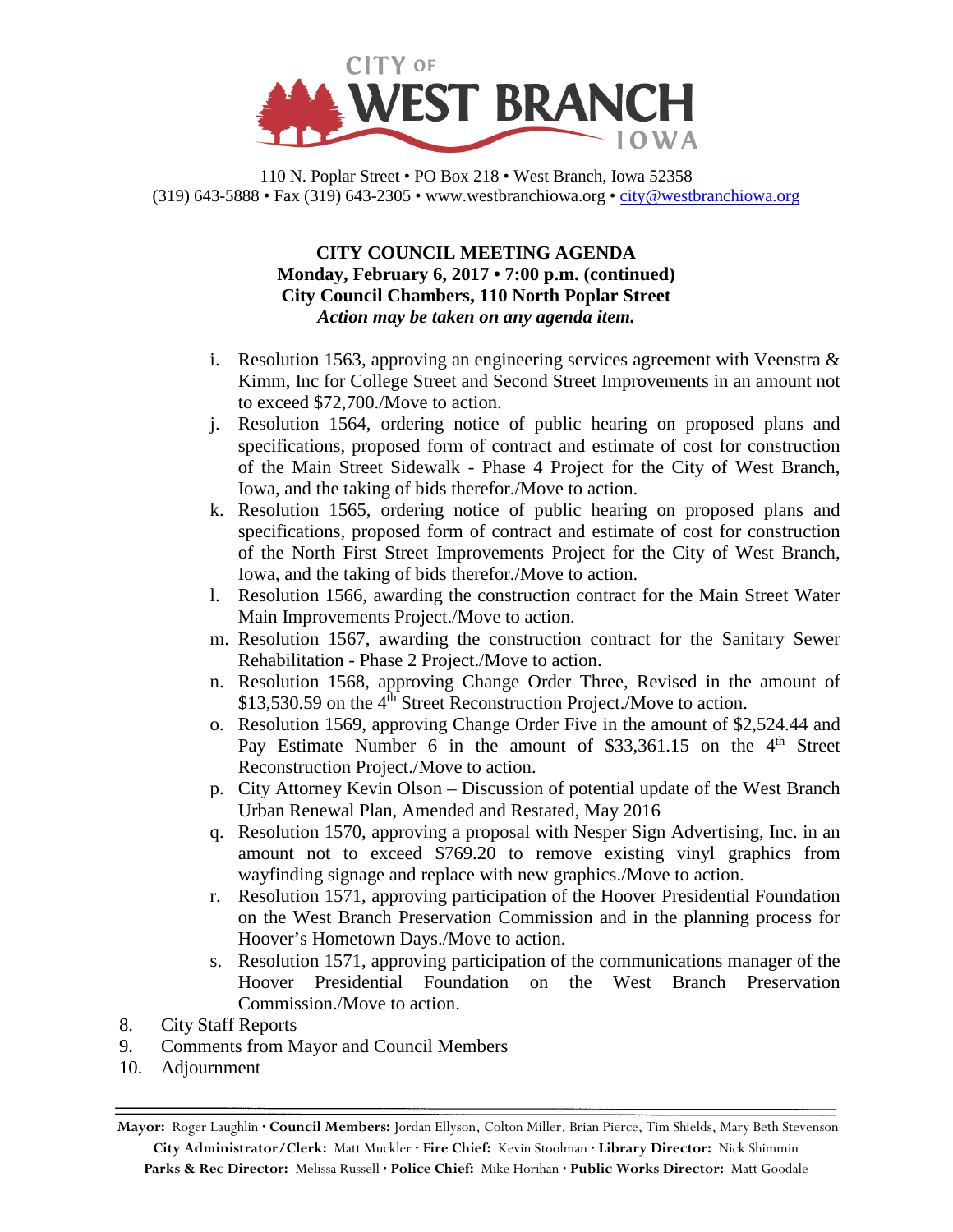CITY OF WEST BRANCH IOWA

110 N. Poplar Street • PO Box 218 • West Branch, Iowa 52358
(319) 643-5888 • Fax (319) 643-2305 • www.westbranchiowa.org • city@westbranchiowa.org

**CITY COUNCIL MEETING AGENDA**
**Monday, February 6, 2017 • 7:00 p.m. (continued)**
**City Council Chambers, 110 North Poplar Street**
***Action may be taken on any agenda item.***

i. Resolution 1563, approving an engineering services agreement with Veenstra & Kimm, Inc for College Street and Second Street Improvements in an amount not to exceed $72,700./Move to action.
j. Resolution 1564, ordering notice of public hearing on proposed plans and specifications, proposed form of contract and estimate of cost for construction of the Main Street Sidewalk - Phase 4 Project for the City of West Branch, Iowa, and the taking of bids therefor./Move to action.
k. Resolution 1565, ordering notice of public hearing on proposed plans and specifications, proposed form of contract and estimate of cost for construction of the North First Street Improvements Project for the City of West Branch, Iowa, and the taking of bids therefor./Move to action.
l. Resolution 1566, awarding the construction contract for the Main Street Water Main Improvements Project./Move to action.
m. Resolution 1567, awarding the construction contract for the Sanitary Sewer Rehabilitation - Phase 2 Project./Move to action.
n. Resolution 1568, approving Change Order Three, Revised in the amount of $13,530.59 on the 4th Street Reconstruction Project./Move to action.
o. Resolution 1569, approving Change Order Five in the amount of $2,524.44 and Pay Estimate Number 6 in the amount of $33,361.15 on the 4th Street Reconstruction Project./Move to action.
p. City Attorney Kevin Olson – Discussion of potential update of the West Branch Urban Renewal Plan, Amended and Restated, May 2016
q. Resolution 1570, approving a proposal with Nesper Sign Advertising, Inc. in an amount not to exceed $769.20 to remove existing vinyl graphics from wayfinding signage and replace with new graphics./Move to action.
r. Resolution 1571, approving participation of the Hoover Presidential Foundation on the West Branch Preservation Commission and in the planning process for Hoover's Hometown Days./Move to action.
s. Resolution 1571, approving participation of the communications manager of the Hoover Presidential Foundation on the West Branch Preservation Commission./Move to action.

8. City Staff Reports
9. Comments from Mayor and Council Members
10. Adjournment

**Mayor:** Roger Laughlin · **Council Members:** Jordan Ellyson, Colton Miller, Brian Pierce, Tim Shields, Mary Beth Stevenson
**City Administrator/Clerk:** Matt Muckler · **Fire Chief:** Kevin Stoolman · **Library Director:** Nick Shimmin
**Parks & Rec Director:** Melissa Russell · **Police Chief:** Mike Horihan · **Public Works Director:** Matt Goodale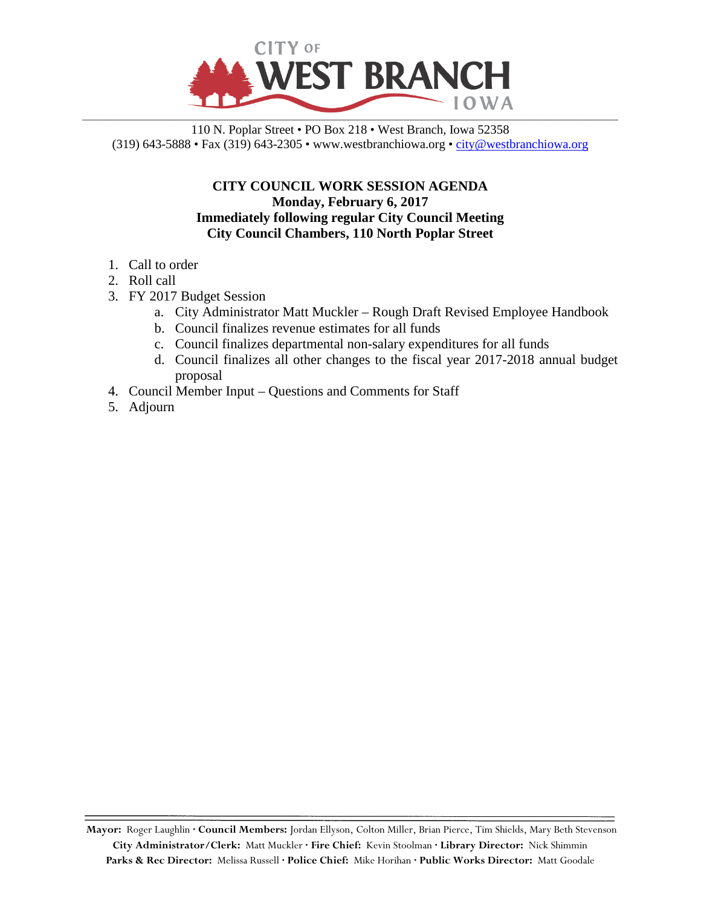CITY OF WEST BRANCH IOWA

110 N. Poplar Street • PO Box 218 • West Branch, Iowa 52358
(319) 643-5888 • Fax (319) 643-2305 • www.westbranchiowa.org • city@westbranchiowa.org

**CITY COUNCIL WORK SESSION AGENDA**
**Monday, February 6, 2017**
**Immediately following regular City Council Meeting**
**City Council Chambers, 110 North Poplar Street**

1. Call to order
2. Roll call
3. FY 2017 Budget Session
   a. City Administrator Matt Muckler – Rough Draft Revised Employee Handbook
   b. Council finalizes revenue estimates for all funds
   c. Council finalizes departmental non-salary expenditures for all funds
   d. Council finalizes all other changes to the fiscal year 2017-2018 annual budget proposal
4. Council Member Input – Questions and Comments for Staff
5. Adjourn

**Mayor:** Roger Laughlin · **Council Members:** Jordan Ellyson, Colton Miller, Brian Pierce, Tim Shields, Mary Beth Stevenson
**City Administrator/Clerk:** Matt Muckler · **Fire Chief:** Kevin Stoolman · **Library Director:** Nick Shimmin
**Parks & Rec Director:** Melissa Russell · **Police Chief:** Mike Horihan · **Public Works Director:** Matt Goodale